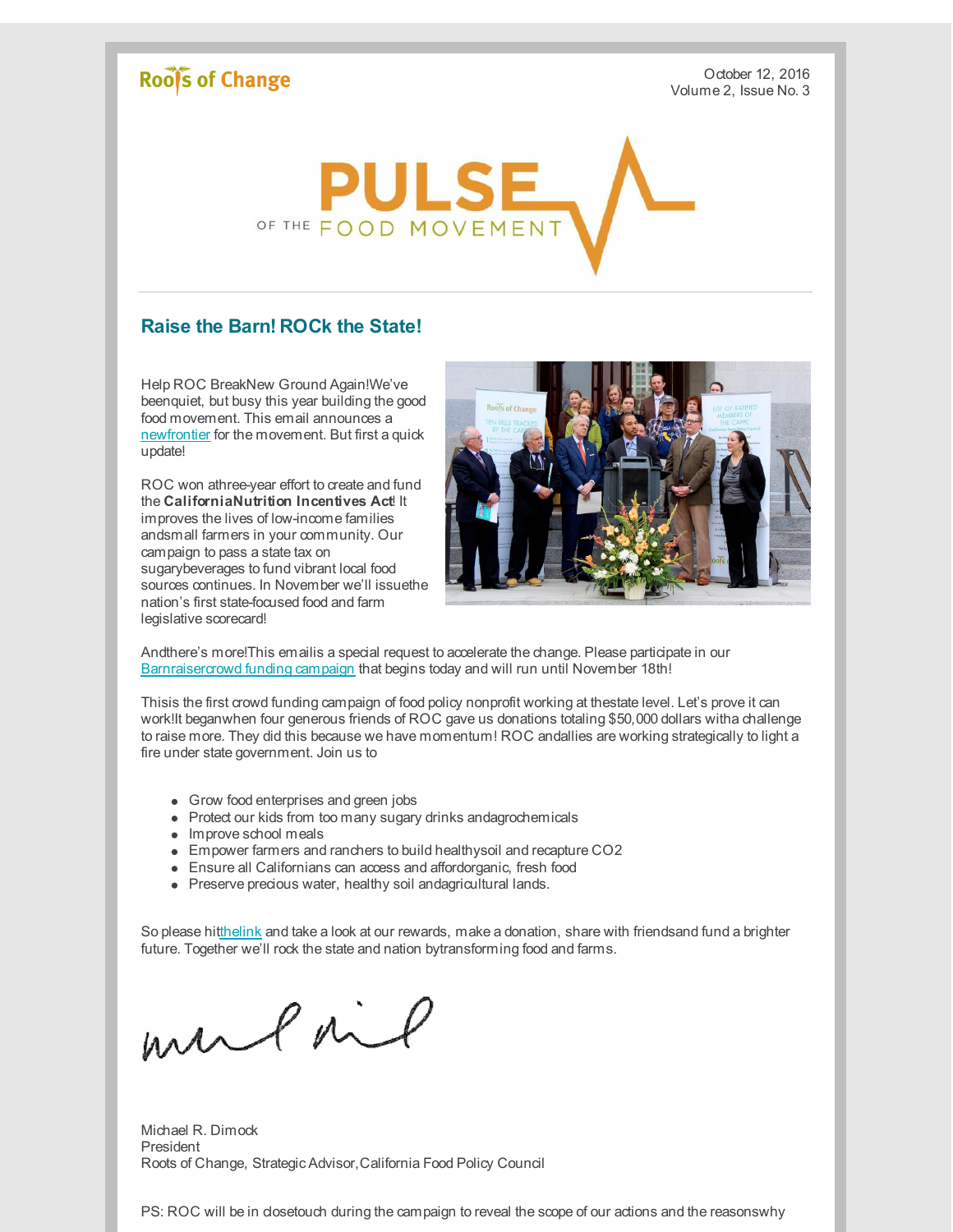Roots of Change

October 12, 2016
Volume 2, Issue No. 3

PULSE OF THE FOOD MOVEMENT

## Raise the Barn! ROCk the State!

Help ROC BreakNew Ground Again!We've beenquiet, but busy this year building the good food movement. This email announces a newfrontier for the movement. But first a quick update!

ROC won athree-year effort to create and fund the **CaliforniaNutrition Incentives Act**! It improves the lives of low-income families andsmall farmers in your community. Our campaign to pass a state tax on sugarybeverages to fund vibrant local food sources continues. In November we'll issuethe nation's first state-focused food and farm legislative scorecard!

Andthere's more!This emailis a special request to accelerate the change. Please participate in our Barnraisercrowd funding campaign that begins today and will run until November 18th!

Thisis the first crowd funding campaign of food policy nonprofit working at thestate level. Let's prove it can work!It beganwhen four generous friends of ROC gave us donations totaling $50,000 dollars witha challenge to raise more. They did this because we have momentum! ROC andallies are working strategically to light a fire under state government. Join us to

- Grow food enterprises and green jobs
- Protect our kids from too many sugary drinks andagrochemicals
- Improve school meals
- Empower farmers and ranchers to build healthysoil and recapture CO2
- Ensure all Californians can access and affordorganic, fresh food
- Preserve precious water, healthy soil andagricultural lands.

So please hitthelink and take a look at our rewards, make a donation, share with friendsand fund a brighter future. Together we'll rock the state and nation bytransforming food and farms.

Michael R. Dimock
President
Roots of Change, Strategic Advisor,California Food Policy Council

PS: ROC will be in closetouch during the campaign to reveal the scope of our actions and the reasonswhy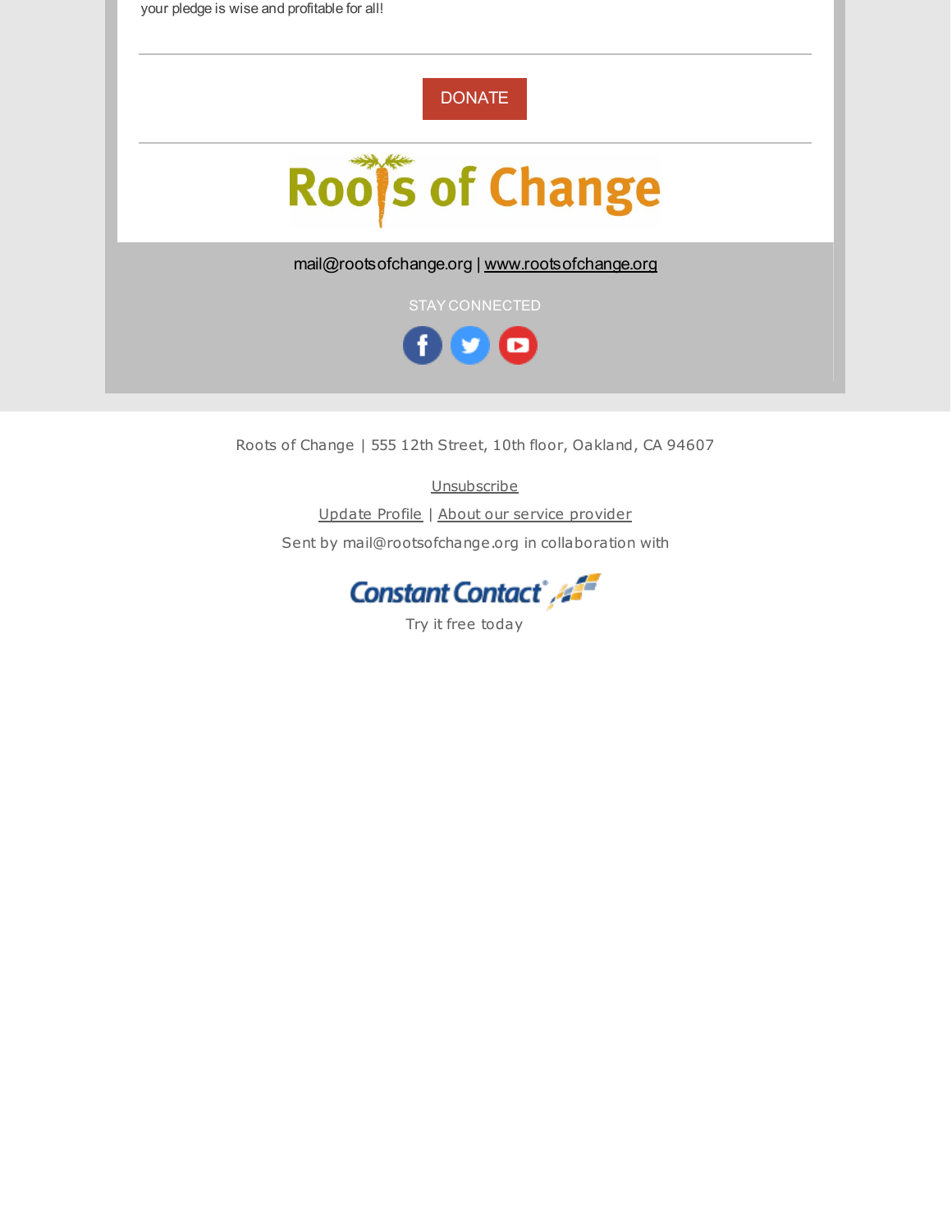your pledge is wise and profitable for all!

---

DONATE

---

Roots of Change

mail@rootsofchange.org | www.rootsofchange.org

STAY CONNECTED

Roots of Change | 555 12th Street, 10th floor, Oakland, CA 94607

Unsubscribe

Update Profile | About our service provider

Sent by mail@rootsofchange.org in collaboration with

Constant Contact

Try it free today